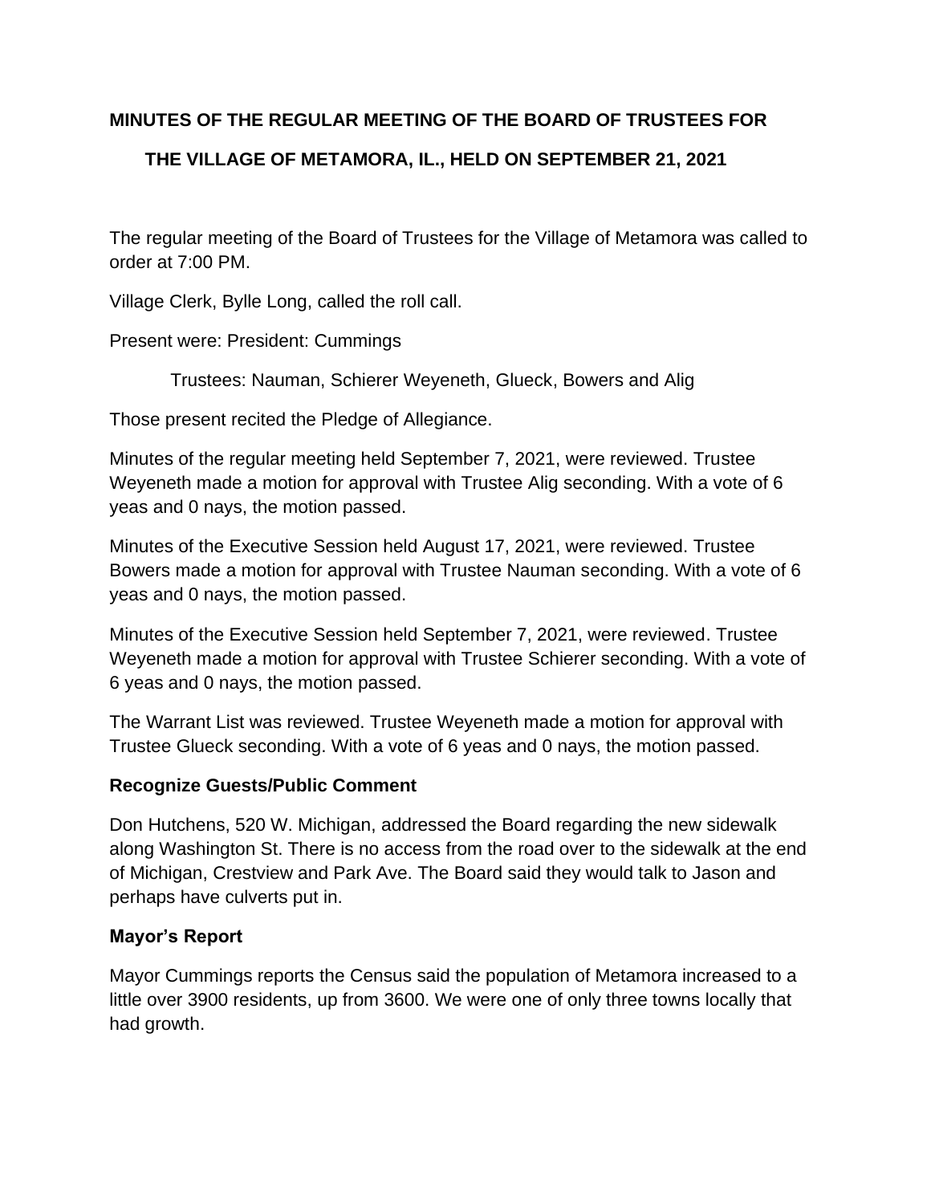**MINUTES OF THE REGULAR MEETING OF THE BOARD OF TRUSTEES FOR**

**THE VILLAGE OF METAMORA, IL., HELD ON SEPTEMBER 21, 2021**

The regular meeting of the Board of Trustees for the Village of Metamora was called to order at 7:00 PM.

Village Clerk, Bylle Long, called the roll call.

Present were: President: Cummings

Trustees: Nauman, Schierer Weyeneth, Glueck, Bowers and Alig

Those present recited the Pledge of Allegiance.

Minutes of the regular meeting held September 7, 2021, were reviewed. Trustee Weyeneth made a motion for approval with Trustee Alig seconding. With a vote of 6 yeas and 0 nays, the motion passed.

Minutes of the Executive Session held August 17, 2021, were reviewed. Trustee Bowers made a motion for approval with Trustee Nauman seconding. With a vote of 6 yeas and 0 nays, the motion passed.

Minutes of the Executive Session held September 7, 2021, were reviewed. Trustee Weyeneth made a motion for approval with Trustee Schierer seconding. With a vote of 6 yeas and 0 nays, the motion passed.

The Warrant List was reviewed. Trustee Weyeneth made a motion for approval with Trustee Glueck seconding. With a vote of 6 yeas and 0 nays, the motion passed.

**Recognize Guests/Public Comment**

Don Hutchens, 520 W. Michigan, addressed the Board regarding the new sidewalk along Washington St. There is no access from the road over to the sidewalk at the end of Michigan, Crestview and Park Ave. The Board said they would talk to Jason and perhaps have culverts put in.

**Mayor's Report**

Mayor Cummings reports the Census said the population of Metamora increased to a little over 3900 residents, up from 3600. We were one of only three towns locally that had growth.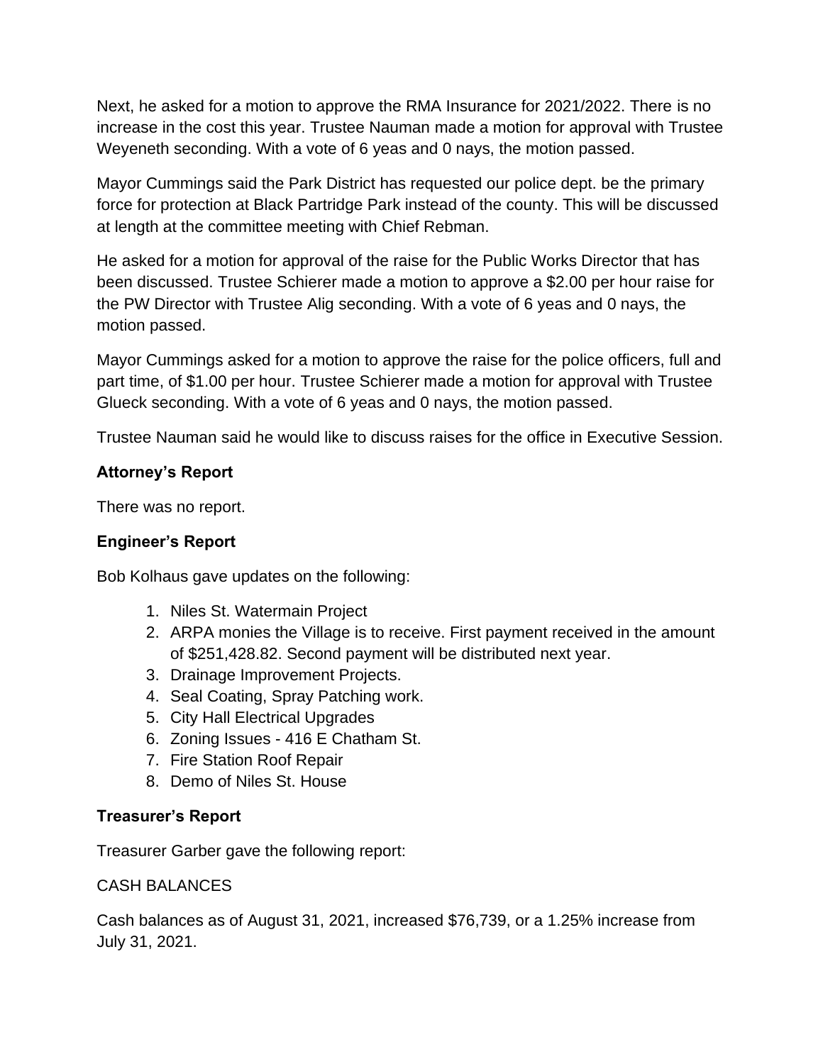Next, he asked for a motion to approve the RMA Insurance for 2021/2022. There is no increase in the cost this year. Trustee Nauman made a motion for approval with Trustee Weyeneth seconding. With a vote of 6 yeas and 0 nays, the motion passed.

Mayor Cummings said the Park District has requested our police dept. be the primary force for protection at Black Partridge Park instead of the county. This will be discussed at length at the committee meeting with Chief Rebman.

He asked for a motion for approval of the raise for the Public Works Director that has been discussed. Trustee Schierer made a motion to approve a $2.00 per hour raise for the PW Director with Trustee Alig seconding. With a vote of 6 yeas and 0 nays, the motion passed.

Mayor Cummings asked for a motion to approve the raise for the police officers, full and part time, of $1.00 per hour. Trustee Schierer made a motion for approval with Trustee Glueck seconding. With a vote of 6 yeas and 0 nays, the motion passed.

Trustee Nauman said he would like to discuss raises for the office in Executive Session.

### Attorney's Report

There was no report.

### Engineer's Report

Bob Kolhaus gave updates on the following:

1. Niles St. Watermain Project
2. ARPA monies the Village is to receive. First payment received in the amount of $251,428.82. Second payment will be distributed next year.
3. Drainage Improvement Projects.
4. Seal Coating, Spray Patching work.
5. City Hall Electrical Upgrades
6. Zoning Issues - 416 E Chatham St.
7. Fire Station Roof Repair
8. Demo of Niles St. House

### Treasurer's Report

Treasurer Garber gave the following report:

CASH BALANCES

Cash balances as of August 31, 2021, increased $76,739, or a 1.25% increase from July 31, 2021.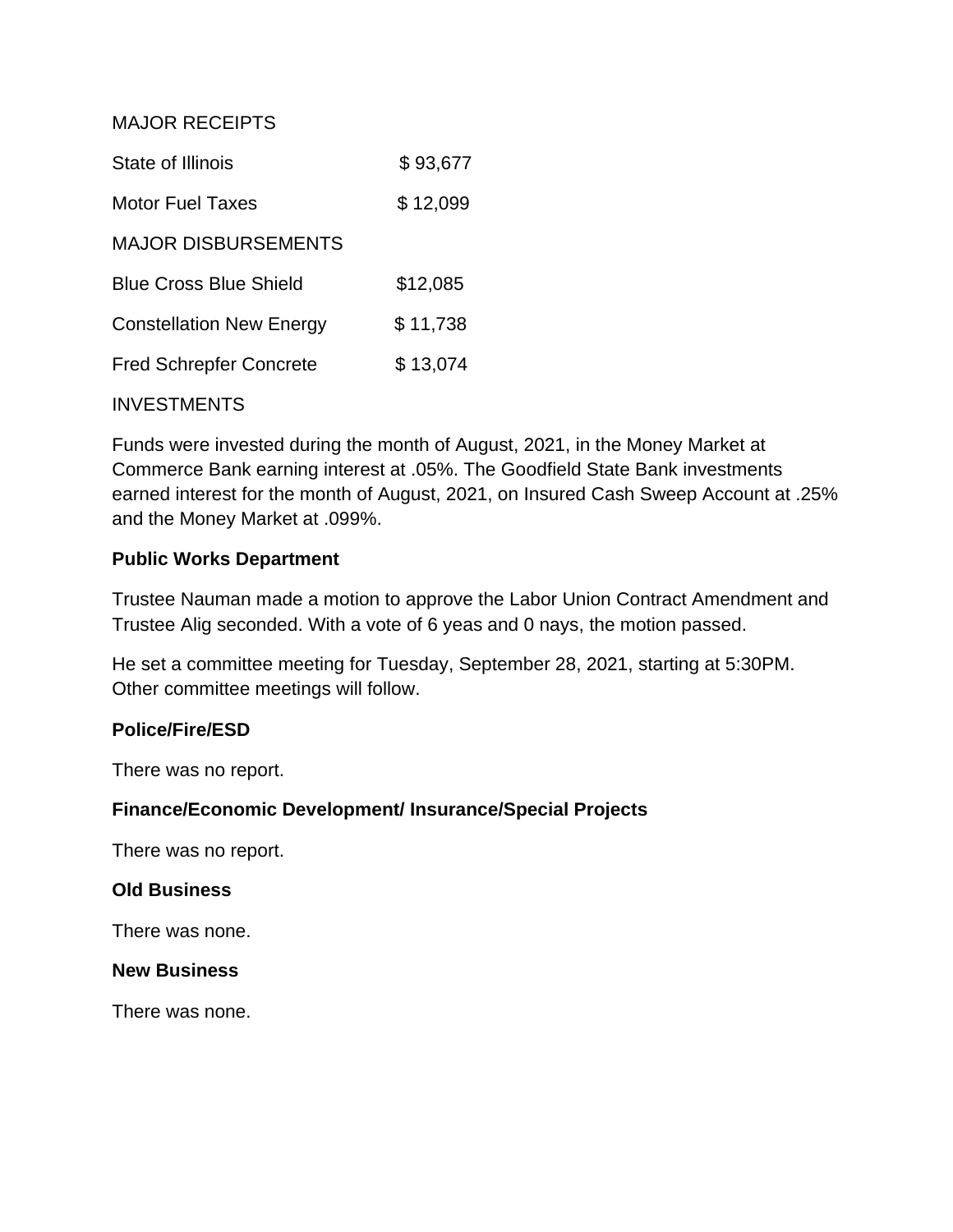MAJOR RECEIPTS

| | |
|---|---|
| State of Illinois | $ 93,677 |
| Motor Fuel Taxes | $ 12,099 |

MAJOR DISBURSEMENTS

| | |
|---|---|
| Blue Cross Blue Shield | $12,085 |
| Constellation New Energy | $ 11,738 |
| Fred Schrepfer Concrete | $ 13,074 |

INVESTMENTS

Funds were invested during the month of August, 2021, in the Money Market at Commerce Bank earning interest at .05%. The Goodfield State Bank investments earned interest for the month of August, 2021, on Insured Cash Sweep Account at .25% and the Money Market at .099%.

**Public Works Department**

Trustee Nauman made a motion to approve the Labor Union Contract Amendment and Trustee Alig seconded. With a vote of 6 yeas and 0 nays, the motion passed.

He set a committee meeting for Tuesday, September 28, 2021, starting at 5:30PM. Other committee meetings will follow.

**Police/Fire/ESD**

There was no report.

**Finance/Economic Development/ Insurance/Special Projects**

There was no report.

**Old Business**

There was none.

**New Business**

There was none.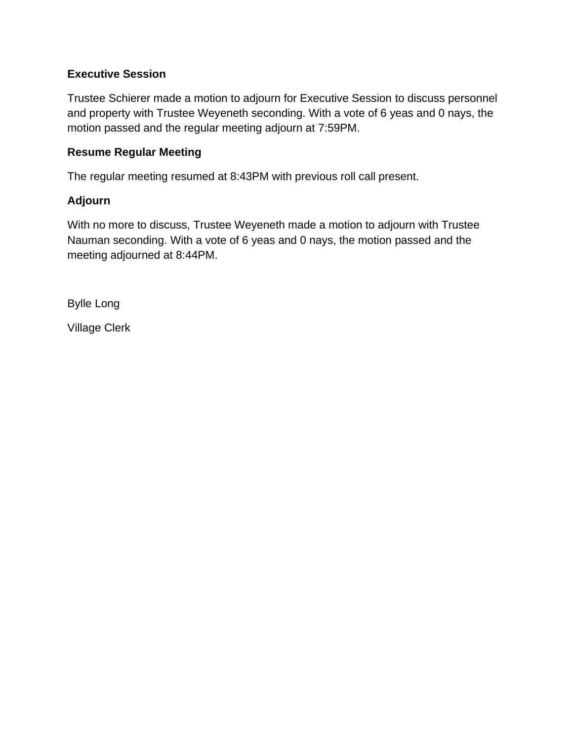**Executive Session**

Trustee Schierer made a motion to adjourn for Executive Session to discuss personnel and property with Trustee Weyeneth seconding. With a vote of 6 yeas and 0 nays, the motion passed and the regular meeting adjourn at 7:59PM.

**Resume Regular Meeting**

The regular meeting resumed at 8:43PM with previous roll call present.

**Adjourn**

With no more to discuss, Trustee Weyeneth made a motion to adjourn with Trustee Nauman seconding. With a vote of 6 yeas and 0 nays, the motion passed and the meeting adjourned at 8:44PM.

Bylle Long

Village Clerk